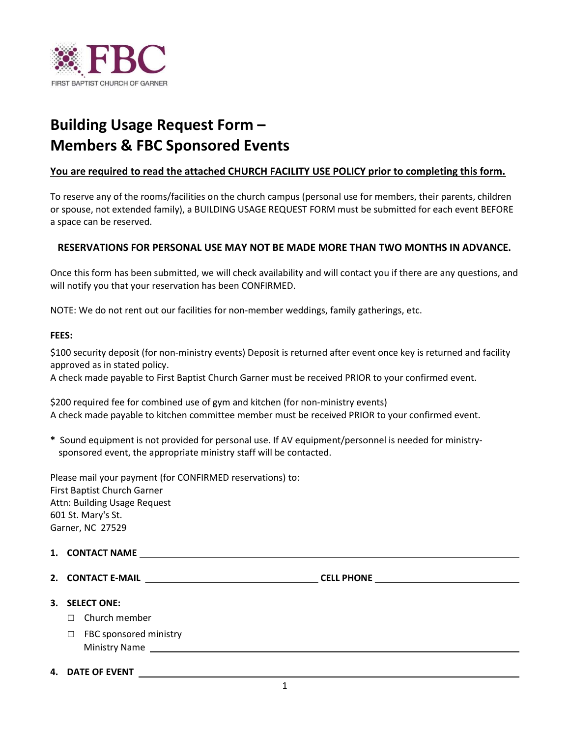FBC
FIRST BAPTIST CHURCH OF GARNER

# Building Usage Request Form – Members & FBC Sponsored Events

**You are required to read the attached CHURCH FACILITY USE POLICY prior to completing this form.**

To reserve any of the rooms/facilities on the church campus (personal use for members, their parents, children or spouse, not extended family), a BUILDING USAGE REQUEST FORM must be submitted for each event BEFORE a space can be reserved.

**RESERVATIONS FOR PERSONAL USE MAY NOT BE MADE MORE THAN TWO MONTHS IN ADVANCE.**

Once this form has been submitted, we will check availability and will contact you if there are any questions, and will notify you that your reservation has been CONFIRMED.

NOTE: We do not rent out our facilities for non-member weddings, family gatherings, etc.

**FEES:**

$100 security deposit (for non-ministry events) Deposit is returned after event once key is returned and facility approved as in stated policy.
A check made payable to First Baptist Church Garner must be received PRIOR to your confirmed event.

$200 required fee for combined use of gym and kitchen (for non-ministry events)
A check made payable to kitchen committee member must be received PRIOR to your confirmed event.

**\*** Sound equipment is not provided for personal use. If AV equipment/personnel is needed for ministry-sponsored event, the appropriate ministry staff will be contacted.

Please mail your payment (for CONFIRMED reservations) to:
First Baptist Church Garner
Attn: Building Usage Request
601 St. Mary's St.
Garner, NC 27529

1. **CONTACT NAME** ______________________________
2. **CONTACT E-MAIL** ______________________ **CELL PHONE** ______________________
3. **SELECT ONE:**
   - ☐ Church member
   - ☐ FBC sponsored ministry
     Ministry Name ______________________________
4. **DATE OF EVENT** ______________________________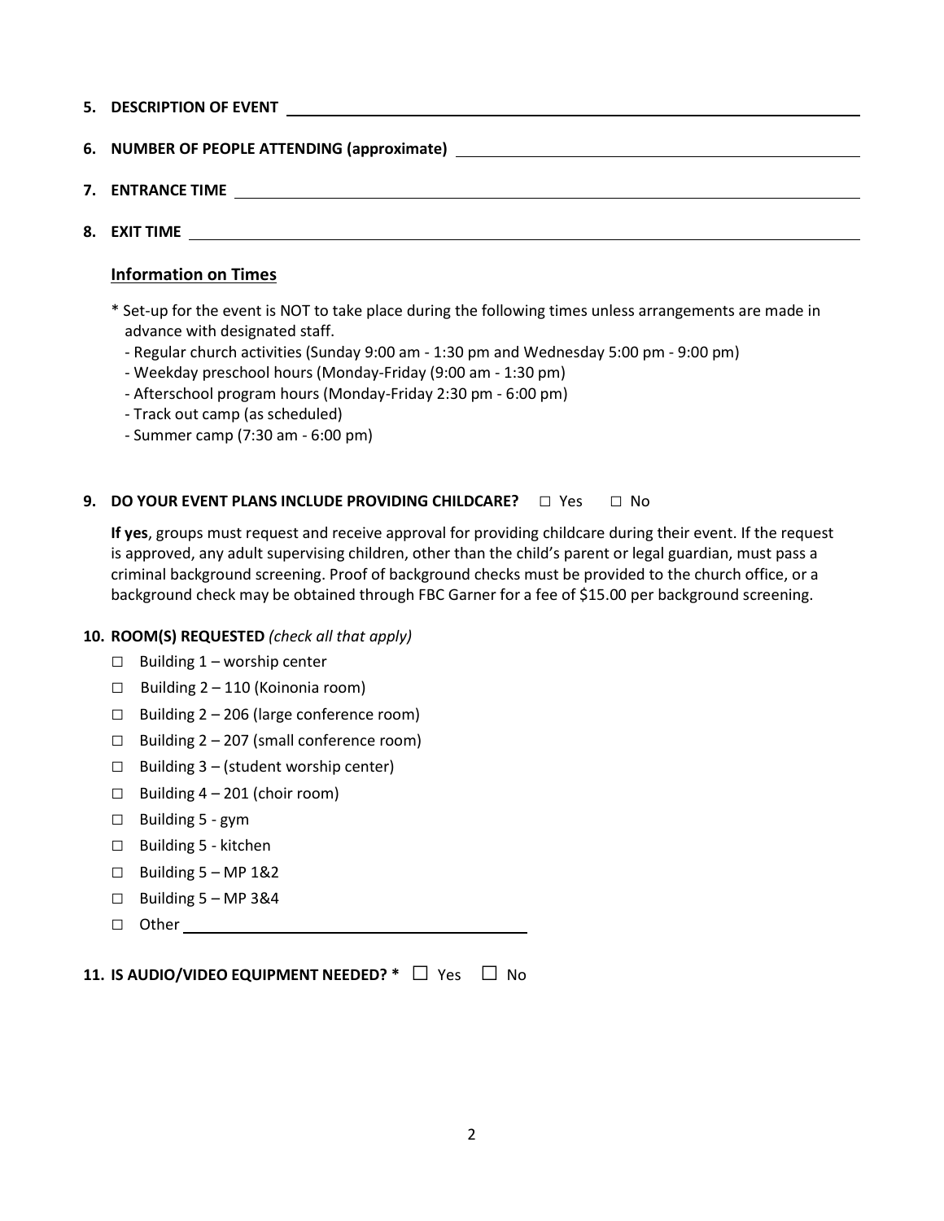**5. DESCRIPTION OF EVENT** ______________________________________________

**6. NUMBER OF PEOPLE ATTENDING (approximate)** ______________________________

**7. ENTRANCE TIME** ______________________________________________

**8. EXIT TIME** ______________________________________________

## Information on Times

* Set-up for the event is NOT to take place during the following times unless arrangements are made in advance with designated staff.
  - Regular church activities (Sunday 9:00 am - 1:30 pm and Wednesday 5:00 pm - 9:00 pm)
  - Weekday preschool hours (Monday-Friday (9:00 am - 1:30 pm)
  - Afterschool program hours (Monday-Friday 2:30 pm - 6:00 pm)
  - Track out camp (as scheduled)
  - Summer camp (7:30 am - 6:00 pm)

**9. DO YOUR EVENT PLANS INCLUDE PROVIDING CHILDCARE?** ☐ Yes ☐ No

**If yes**, groups must request and receive approval for providing childcare during their event. If the request is approved, any adult supervising children, other than the child's parent or legal guardian, must pass a criminal background screening. Proof of background checks must be provided to the church office, or a background check may be obtained through FBC Garner for a fee of $15.00 per background screening.

**10. ROOM(S) REQUESTED** *(check all that apply)*

- ☐ Building 1 – worship center
- ☐ Building 2 – 110 (Koinonia room)
- ☐ Building 2 – 206 (large conference room)
- ☐ Building 2 – 207 (small conference room)
- ☐ Building 3 – (student worship center)
- ☐ Building 4 – 201 (choir room)
- ☐ Building 5 - gym
- ☐ Building 5 - kitchen
- ☐ Building 5 – MP 1&2
- ☐ Building 5 – MP 3&4
- ☐ Other ______________________________

**11. IS AUDIO/VIDEO EQUIPMENT NEEDED? *** ☐ Yes ☐ No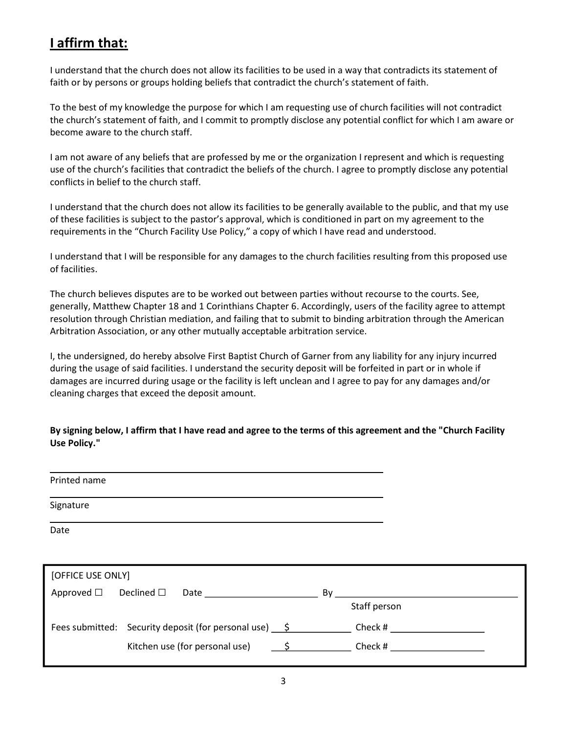## I affirm that:

I understand that the church does not allow its facilities to be used in a way that contradicts its statement of faith or by persons or groups holding beliefs that contradict the church's statement of faith.

To the best of my knowledge the purpose for which I am requesting use of church facilities will not contradict the church's statement of faith, and I commit to promptly disclose any potential conflict for which I am aware or become aware to the church staff.

I am not aware of any beliefs that are professed by me or the organization I represent and which is requesting use of the church's facilities that contradict the beliefs of the church. I agree to promptly disclose any potential conflicts in belief to the church staff.

I understand that the church does not allow its facilities to be generally available to the public, and that my use of these facilities is subject to the pastor's approval, which is conditioned in part on my agreement to the requirements in the "Church Facility Use Policy," a copy of which I have read and understood.

I understand that I will be responsible for any damages to the church facilities resulting from this proposed use of facilities.

The church believes disputes are to be worked out between parties without recourse to the courts. See, generally, Matthew Chapter 18 and 1 Corinthians Chapter 6. Accordingly, users of the facility agree to attempt resolution through Christian mediation, and failing that to submit to binding arbitration through the American Arbitration Association, or any other mutually acceptable arbitration service.

I, the undersigned, do hereby absolve First Baptist Church of Garner from any liability for any injury incurred during the usage of said facilities. I understand the security deposit will be forfeited in part or in whole if damages are incurred during usage or the facility is left unclean and I agree to pay for any damages and/or cleaning charges that exceed the deposit amount.

**By signing below, I affirm that I have read and agree to the terms of this agreement and the "Church Facility Use Policy."**

______________________________
Printed name

______________________________
Signature

______________________________
Date

[OFFICE USE ONLY]

Approved ☐ Declined ☐ Date ____________________ By ______________________________
Staff person

Fees submitted: Security deposit (for personal use) $__________ Check # ______________

Kitchen use (for personal use) $__________ Check # ______________